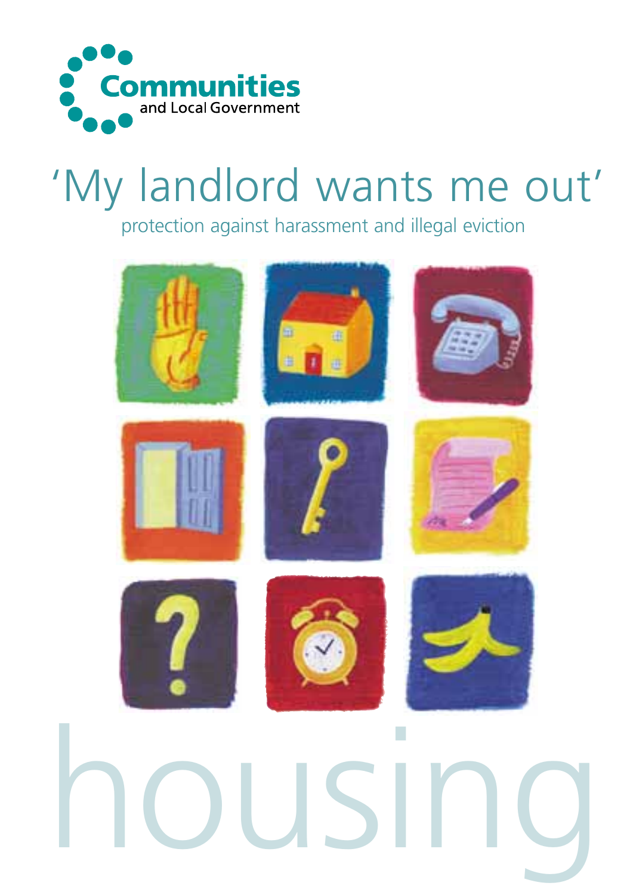Communities and Local Government

# 'My landlord wants me out'

## protection against harassment and illegal eviction

housing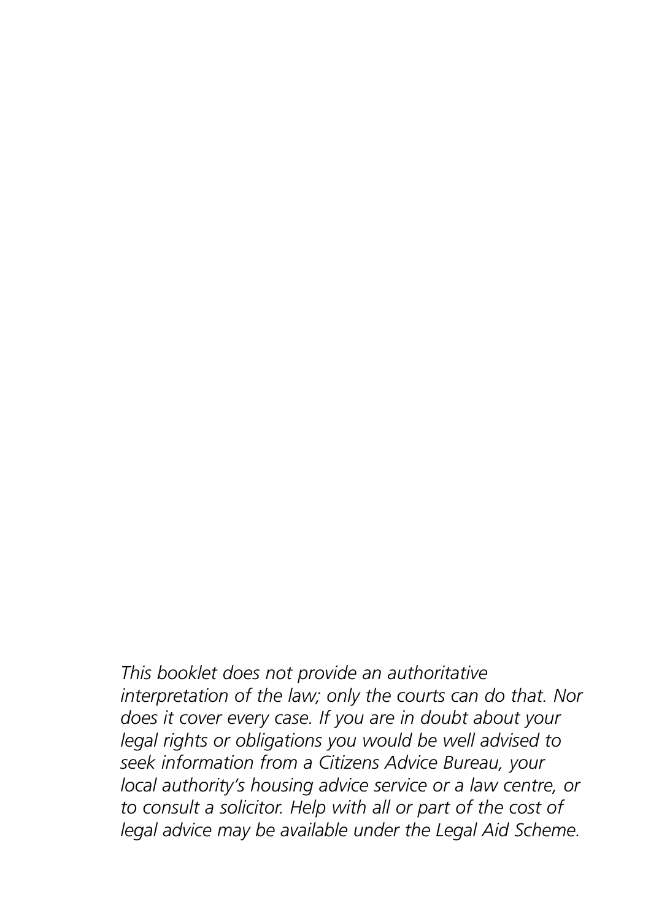*This booklet does not provide an authoritative interpretation of the law; only the courts can do that. Nor does it cover every case. If you are in doubt about your legal rights or obligations you would be well advised to seek information from a Citizens Advice Bureau, your local authority's housing advice service or a law centre, or to consult a solicitor. Help with all or part of the cost of legal advice may be available under the Legal Aid Scheme.*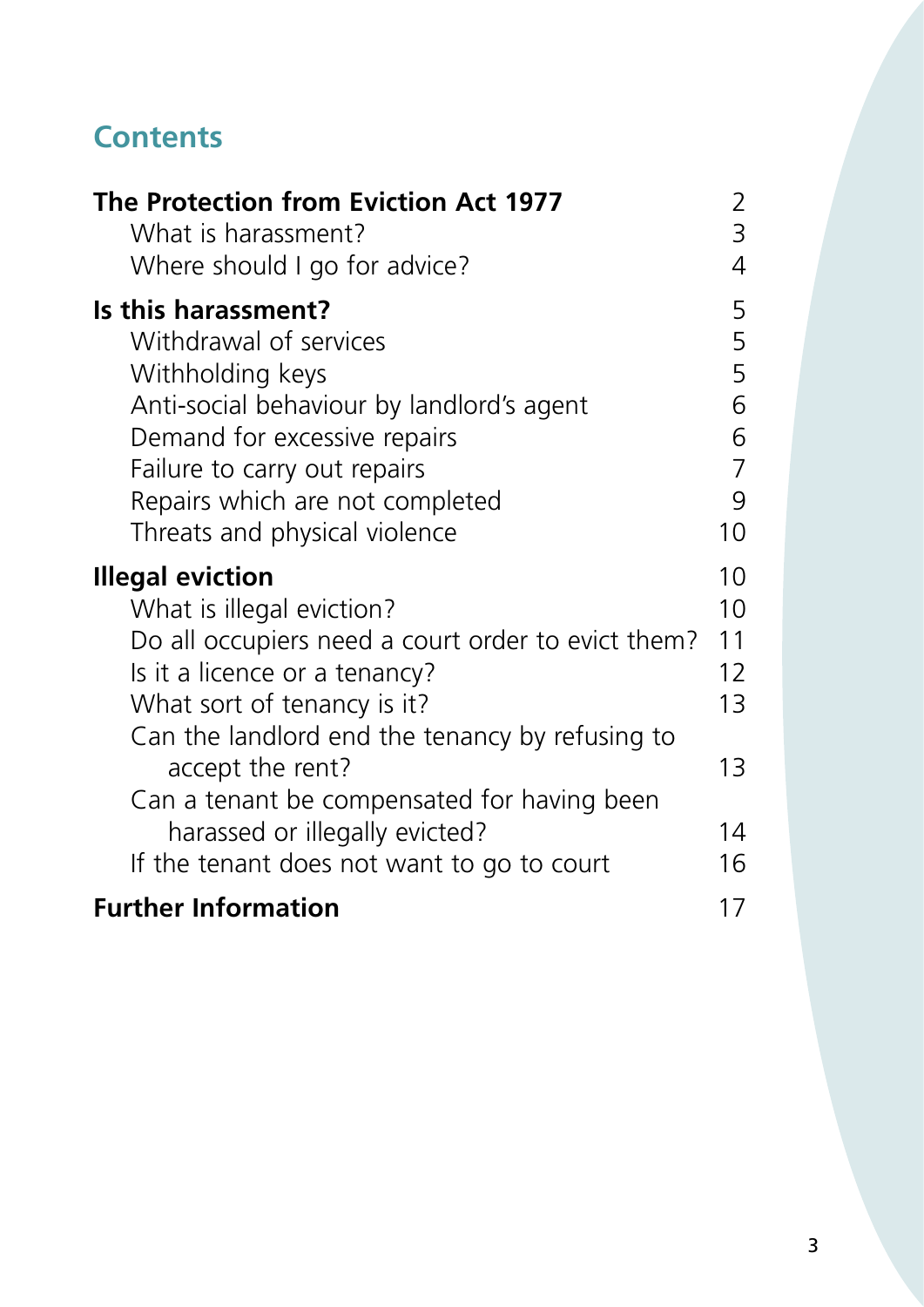## Contents

| | |
|---|---|
| **The Protection from Eviction Act 1977** | 2 |
| What is harassment? | 3 |
| Where should I go for advice? | 4 |
| **Is this harassment?** | 5 |
| Withdrawal of services | 5 |
| Withholding keys | 5 |
| Anti-social behaviour by landlord's agent | 6 |
| Demand for excessive repairs | 6 |
| Failure to carry out repairs | 7 |
| Repairs which are not completed | 9 |
| Threats and physical violence | 10 |
| **Illegal eviction** | 10 |
| What is illegal eviction? | 10 |
| Do all occupiers need a court order to evict them? | 11 |
| Is it a licence or a tenancy? | 12 |
| What sort of tenancy is it? | 13 |
| Can the landlord end the tenancy by refusing to accept the rent? | 13 |
| Can a tenant be compensated for having been harassed or illegally evicted? | 14 |
| If the tenant does not want to go to court | 16 |
| **Further Information** | 17 |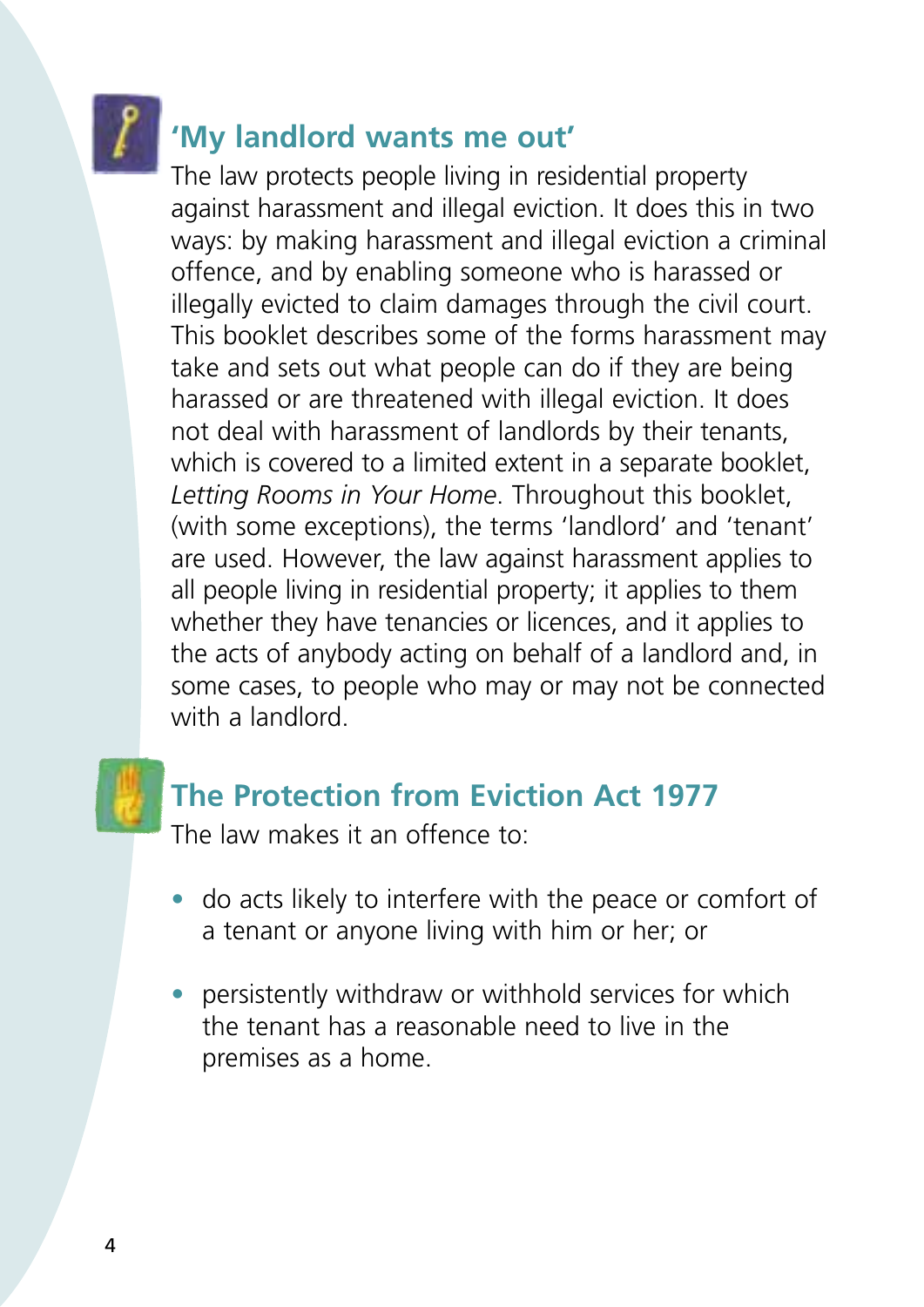## 'My landlord wants me out'

The law protects people living in residential property against harassment and illegal eviction. It does this in two ways: by making harassment and illegal eviction a criminal offence, and by enabling someone who is harassed or illegally evicted to claim damages through the civil court. This booklet describes some of the forms harassment may take and sets out what people can do if they are being harassed or are threatened with illegal eviction. It does not deal with harassment of landlords by their tenants, which is covered to a limited extent in a separate booklet, *Letting Rooms in Your Home*. Throughout this booklet, (with some exceptions), the terms 'landlord' and 'tenant' are used. However, the law against harassment applies to all people living in residential property; it applies to them whether they have tenancies or licences, and it applies to the acts of anybody acting on behalf of a landlord and, in some cases, to people who may or may not be connected with a landlord.

## The Protection from Eviction Act 1977

The law makes it an offence to:

- do acts likely to interfere with the peace or comfort of a tenant or anyone living with him or her; or
- persistently withdraw or withhold services for which the tenant has a reasonable need to live in the premises as a home.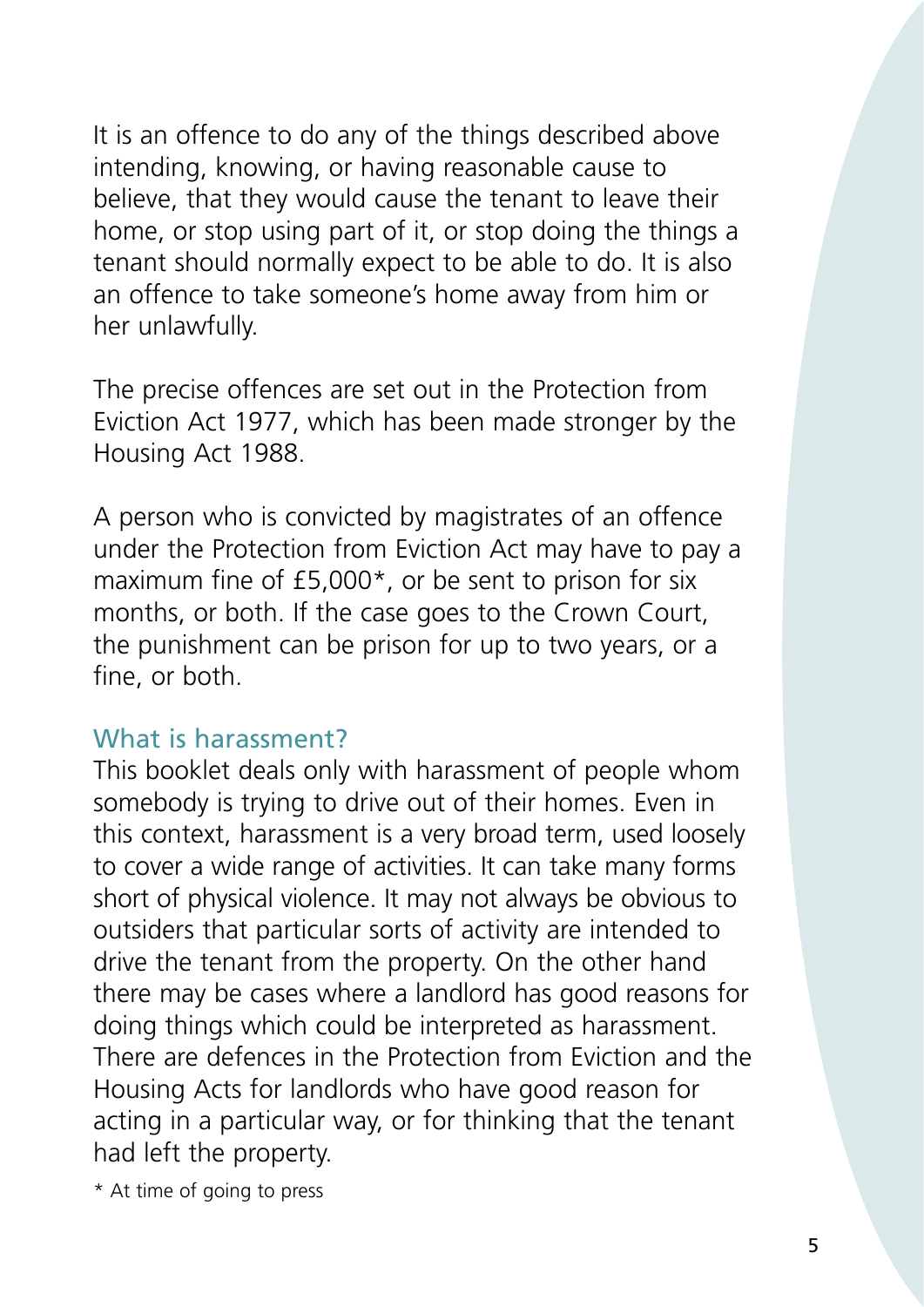It is an offence to do any of the things described above intending, knowing, or having reasonable cause to believe, that they would cause the tenant to leave their home, or stop using part of it, or stop doing the things a tenant should normally expect to be able to do. It is also an offence to take someone's home away from him or her unlawfully.

The precise offences are set out in the Protection from Eviction Act 1977, which has been made stronger by the Housing Act 1988.

A person who is convicted by magistrates of an offence under the Protection from Eviction Act may have to pay a maximum fine of £5,000*, or be sent to prison for six months, or both. If the case goes to the Crown Court, the punishment can be prison for up to two years, or a fine, or both.

## What is harassment?

This booklet deals only with harassment of people whom somebody is trying to drive out of their homes. Even in this context, harassment is a very broad term, used loosely to cover a wide range of activities. It can take many forms short of physical violence. It may not always be obvious to outsiders that particular sorts of activity are intended to drive the tenant from the property. On the other hand there may be cases where a landlord has good reasons for doing things which could be interpreted as harassment. There are defences in the Protection from Eviction and the Housing Acts for landlords who have good reason for acting in a particular way, or for thinking that the tenant had left the property.

* At time of going to press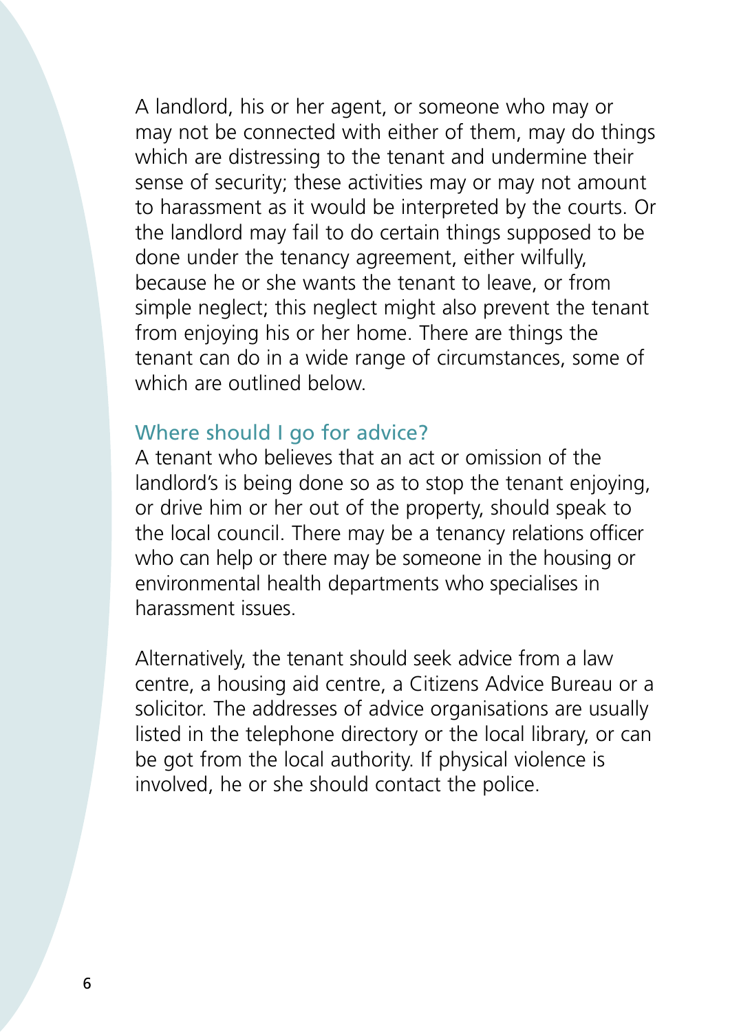A landlord, his or her agent, or someone who may or may not be connected with either of them, may do things which are distressing to the tenant and undermine their sense of security; these activities may or may not amount to harassment as it would be interpreted by the courts. Or the landlord may fail to do certain things supposed to be done under the tenancy agreement, either wilfully, because he or she wants the tenant to leave, or from simple neglect; this neglect might also prevent the tenant from enjoying his or her home. There are things the tenant can do in a wide range of circumstances, some of which are outlined below.

## Where should I go for advice?

A tenant who believes that an act or omission of the landlord's is being done so as to stop the tenant enjoying, or drive him or her out of the property, should speak to the local council. There may be a tenancy relations officer who can help or there may be someone in the housing or environmental health departments who specialises in harassment issues.

Alternatively, the tenant should seek advice from a law centre, a housing aid centre, a Citizens Advice Bureau or a solicitor. The addresses of advice organisations are usually listed in the telephone directory or the local library, or can be got from the local authority. If physical violence is involved, he or she should contact the police.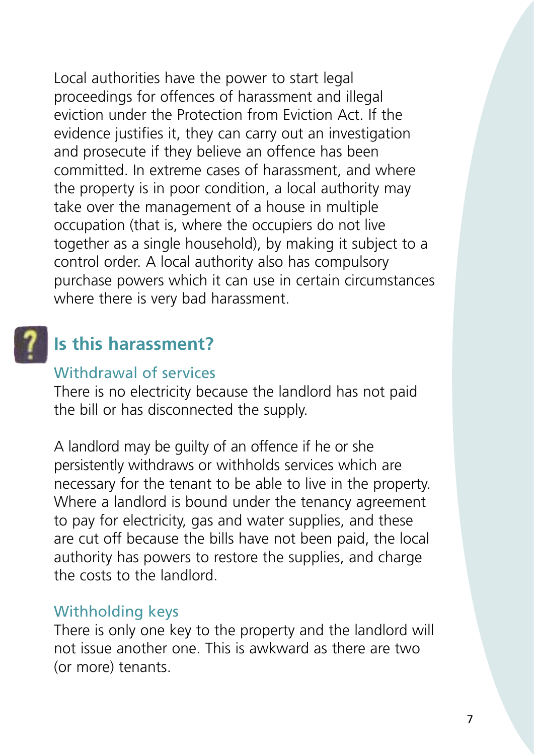Local authorities have the power to start legal proceedings for offences of harassment and illegal eviction under the Protection from Eviction Act. If the evidence justifies it, they can carry out an investigation and prosecute if they believe an offence has been committed. In extreme cases of harassment, and where the property is in poor condition, a local authority may take over the management of a house in multiple occupation (that is, where the occupiers do not live together as a single household), by making it subject to a control order. A local authority also has compulsory purchase powers which it can use in certain circumstances where there is very bad harassment.

## Is this harassment?

### Withdrawal of services

There is no electricity because the landlord has not paid the bill or has disconnected the supply.

A landlord may be guilty of an offence if he or she persistently withdraws or withholds services which are necessary for the tenant to be able to live in the property. Where a landlord is bound under the tenancy agreement to pay for electricity, gas and water supplies, and these are cut off because the bills have not been paid, the local authority has powers to restore the supplies, and charge the costs to the landlord.

### Withholding keys

There is only one key to the property and the landlord will not issue another one. This is awkward as there are two (or more) tenants.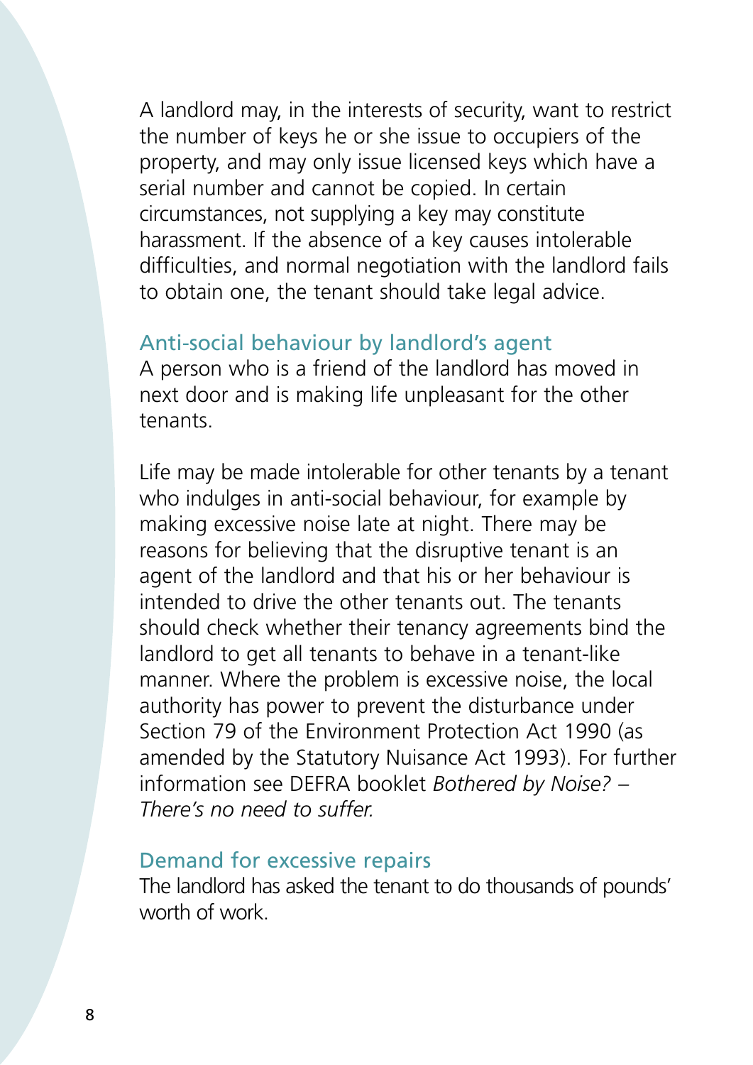A landlord may, in the interests of security, want to restrict the number of keys he or she issue to occupiers of the property, and may only issue licensed keys which have a serial number and cannot be copied. In certain circumstances, not supplying a key may constitute harassment. If the absence of a key causes intolerable difficulties, and normal negotiation with the landlord fails to obtain one, the tenant should take legal advice.

### Anti-social behaviour by landlord's agent

A person who is a friend of the landlord has moved in next door and is making life unpleasant for the other tenants.

Life may be made intolerable for other tenants by a tenant who indulges in anti-social behaviour, for example by making excessive noise late at night. There may be reasons for believing that the disruptive tenant is an agent of the landlord and that his or her behaviour is intended to drive the other tenants out. The tenants should check whether their tenancy agreements bind the landlord to get all tenants to behave in a tenant-like manner. Where the problem is excessive noise, the local authority has power to prevent the disturbance under Section 79 of the Environment Protection Act 1990 (as amended by the Statutory Nuisance Act 1993). For further information see DEFRA booklet *Bothered by Noise? – There's no need to suffer.*

### Demand for excessive repairs

The landlord has asked the tenant to do thousands of pounds' worth of work.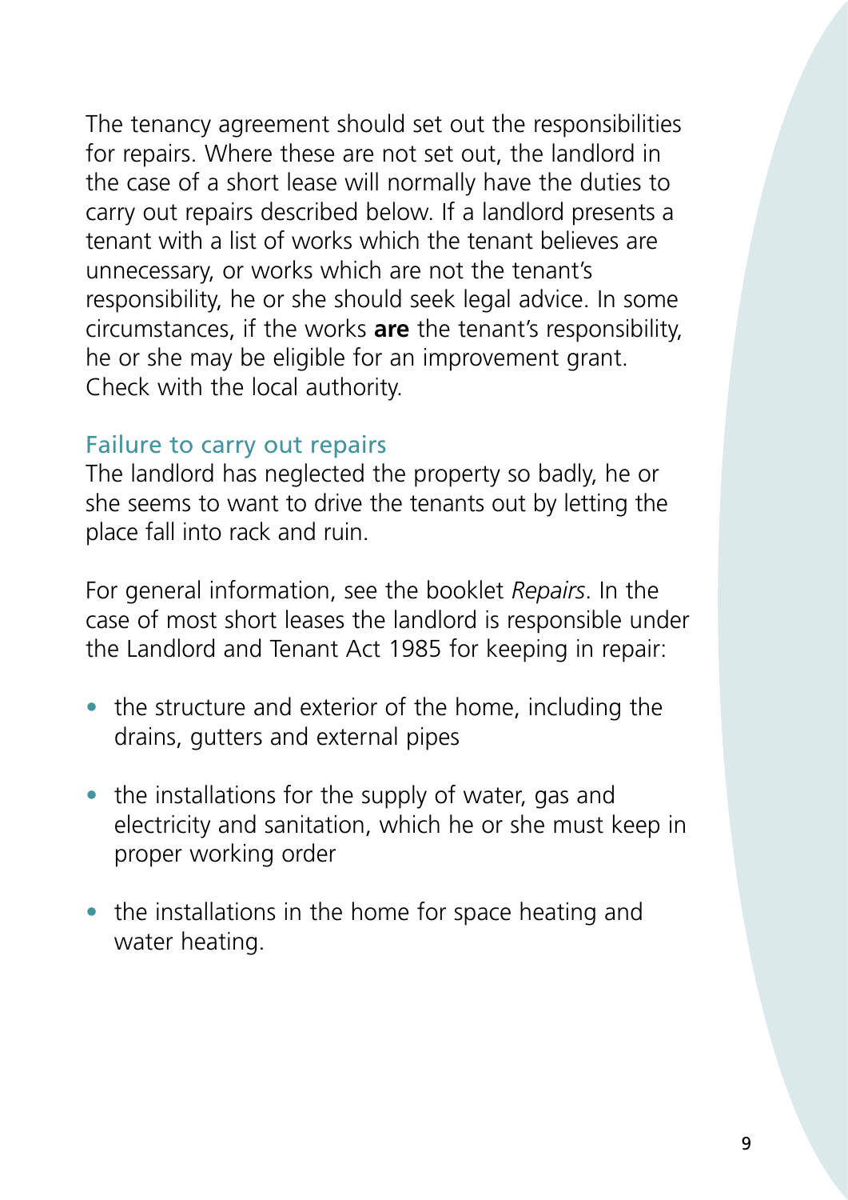The tenancy agreement should set out the responsibilities for repairs. Where these are not set out, the landlord in the case of a short lease will normally have the duties to carry out repairs described below. If a landlord presents a tenant with a list of works which the tenant believes are unnecessary, or works which are not the tenant's responsibility, he or she should seek legal advice. In some circumstances, if the works **are** the tenant's responsibility, he or she may be eligible for an improvement grant. Check with the local authority.

## Failure to carry out repairs

The landlord has neglected the property so badly, he or she seems to want to drive the tenants out by letting the place fall into rack and ruin.

For general information, see the booklet *Repairs*. In the case of most short leases the landlord is responsible under the Landlord and Tenant Act 1985 for keeping in repair:

- the structure and exterior of the home, including the drains, gutters and external pipes
- the installations for the supply of water, gas and electricity and sanitation, which he or she must keep in proper working order
- the installations in the home for space heating and water heating.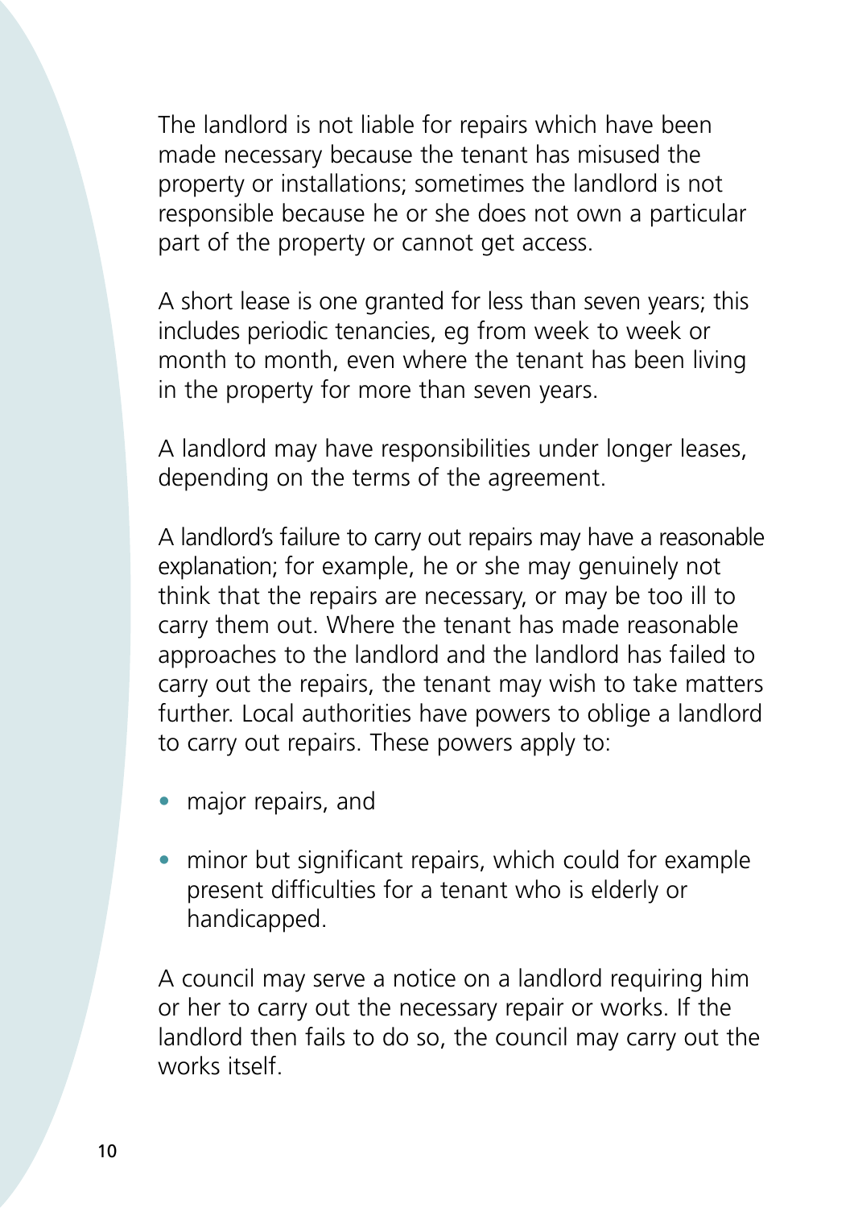The landlord is not liable for repairs which have been made necessary because the tenant has misused the property or installations; sometimes the landlord is not responsible because he or she does not own a particular part of the property or cannot get access.

A short lease is one granted for less than seven years; this includes periodic tenancies, eg from week to week or month to month, even where the tenant has been living in the property for more than seven years.

A landlord may have responsibilities under longer leases, depending on the terms of the agreement.

A landlord's failure to carry out repairs may have a reasonable explanation; for example, he or she may genuinely not think that the repairs are necessary, or may be too ill to carry them out. Where the tenant has made reasonable approaches to the landlord and the landlord has failed to carry out the repairs, the tenant may wish to take matters further. Local authorities have powers to oblige a landlord to carry out repairs. These powers apply to:

- major repairs, and
- minor but significant repairs, which could for example present difficulties for a tenant who is elderly or handicapped.

A council may serve a notice on a landlord requiring him or her to carry out the necessary repair or works. If the landlord then fails to do so, the council may carry out the works itself.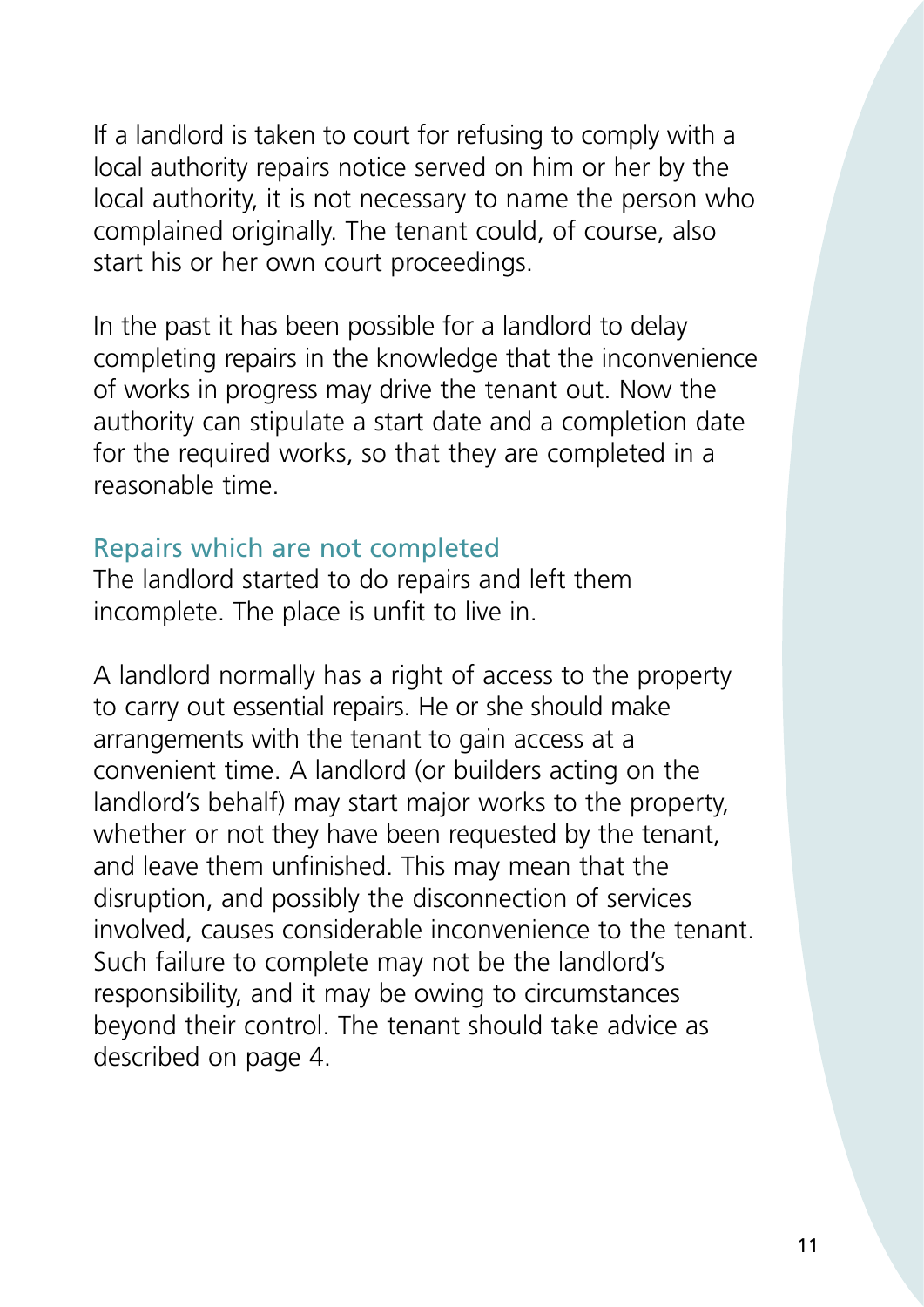If a landlord is taken to court for refusing to comply with a local authority repairs notice served on him or her by the local authority, it is not necessary to name the person who complained originally. The tenant could, of course, also start his or her own court proceedings.

In the past it has been possible for a landlord to delay completing repairs in the knowledge that the inconvenience of works in progress may drive the tenant out. Now the authority can stipulate a start date and a completion date for the required works, so that they are completed in a reasonable time.

### Repairs which are not completed

The landlord started to do repairs and left them incomplete. The place is unfit to live in.

A landlord normally has a right of access to the property to carry out essential repairs. He or she should make arrangements with the tenant to gain access at a convenient time. A landlord (or builders acting on the landlord's behalf) may start major works to the property, whether or not they have been requested by the tenant, and leave them unfinished. This may mean that the disruption, and possibly the disconnection of services involved, causes considerable inconvenience to the tenant. Such failure to complete may not be the landlord's responsibility, and it may be owing to circumstances beyond their control. The tenant should take advice as described on page 4.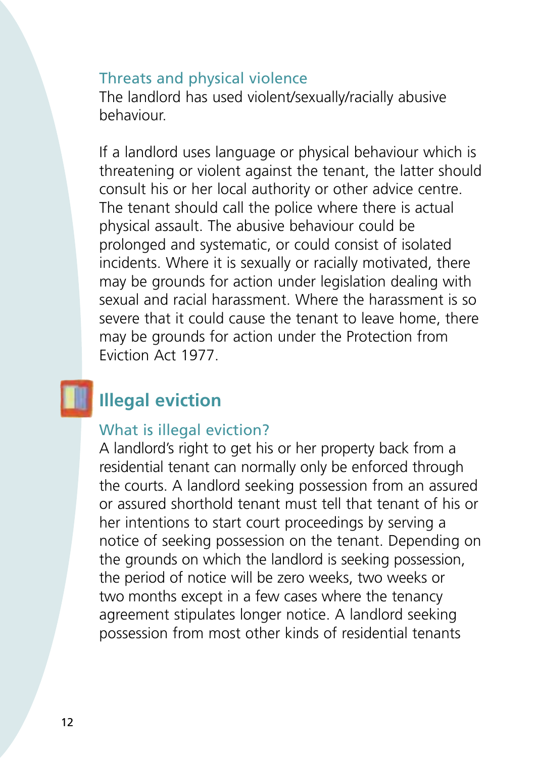### Threats and physical violence

The landlord has used violent/sexually/racially abusive behaviour.

If a landlord uses language or physical behaviour which is threatening or violent against the tenant, the latter should consult his or her local authority or other advice centre. The tenant should call the police where there is actual physical assault. The abusive behaviour could be prolonged and systematic, or could consist of isolated incidents. Where it is sexually or racially motivated, there may be grounds for action under legislation dealing with sexual and racial harassment. Where the harassment is so severe that it could cause the tenant to leave home, there may be grounds for action under the Protection from Eviction Act 1977.

## Illegal eviction

### What is illegal eviction?

A landlord's right to get his or her property back from a residential tenant can normally only be enforced through the courts. A landlord seeking possession from an assured or assured shorthold tenant must tell that tenant of his or her intentions to start court proceedings by serving a notice of seeking possession on the tenant. Depending on the grounds on which the landlord is seeking possession, the period of notice will be zero weeks, two weeks or two months except in a few cases where the tenancy agreement stipulates longer notice. A landlord seeking possession from most other kinds of residential tenants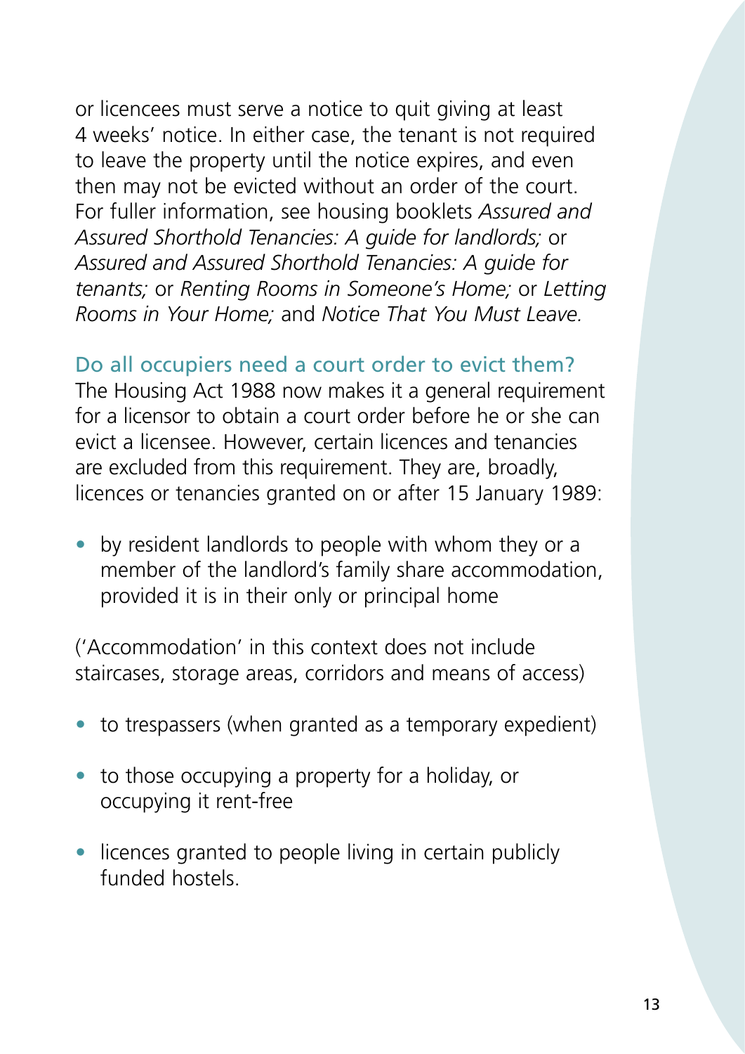or licencees must serve a notice to quit giving at least 4 weeks' notice. In either case, the tenant is not required to leave the property until the notice expires, and even then may not be evicted without an order of the court. For fuller information, see housing booklets *Assured and Assured Shorthold Tenancies: A guide for landlords;* or *Assured and Assured Shorthold Tenancies: A guide for tenants;* or *Renting Rooms in Someone's Home;* or *Letting Rooms in Your Home;* and *Notice That You Must Leave.*

## Do all occupiers need a court order to evict them?

The Housing Act 1988 now makes it a general requirement for a licensor to obtain a court order before he or she can evict a licensee. However, certain licences and tenancies are excluded from this requirement. They are, broadly, licences or tenancies granted on or after 15 January 1989:

- by resident landlords to people with whom they or a member of the landlord's family share accommodation, provided it is in their only or principal home

('Accommodation' in this context does not include staircases, storage areas, corridors and means of access)

- to trespassers (when granted as a temporary expedient)
- to those occupying a property for a holiday, or occupying it rent-free
- licences granted to people living in certain publicly funded hostels.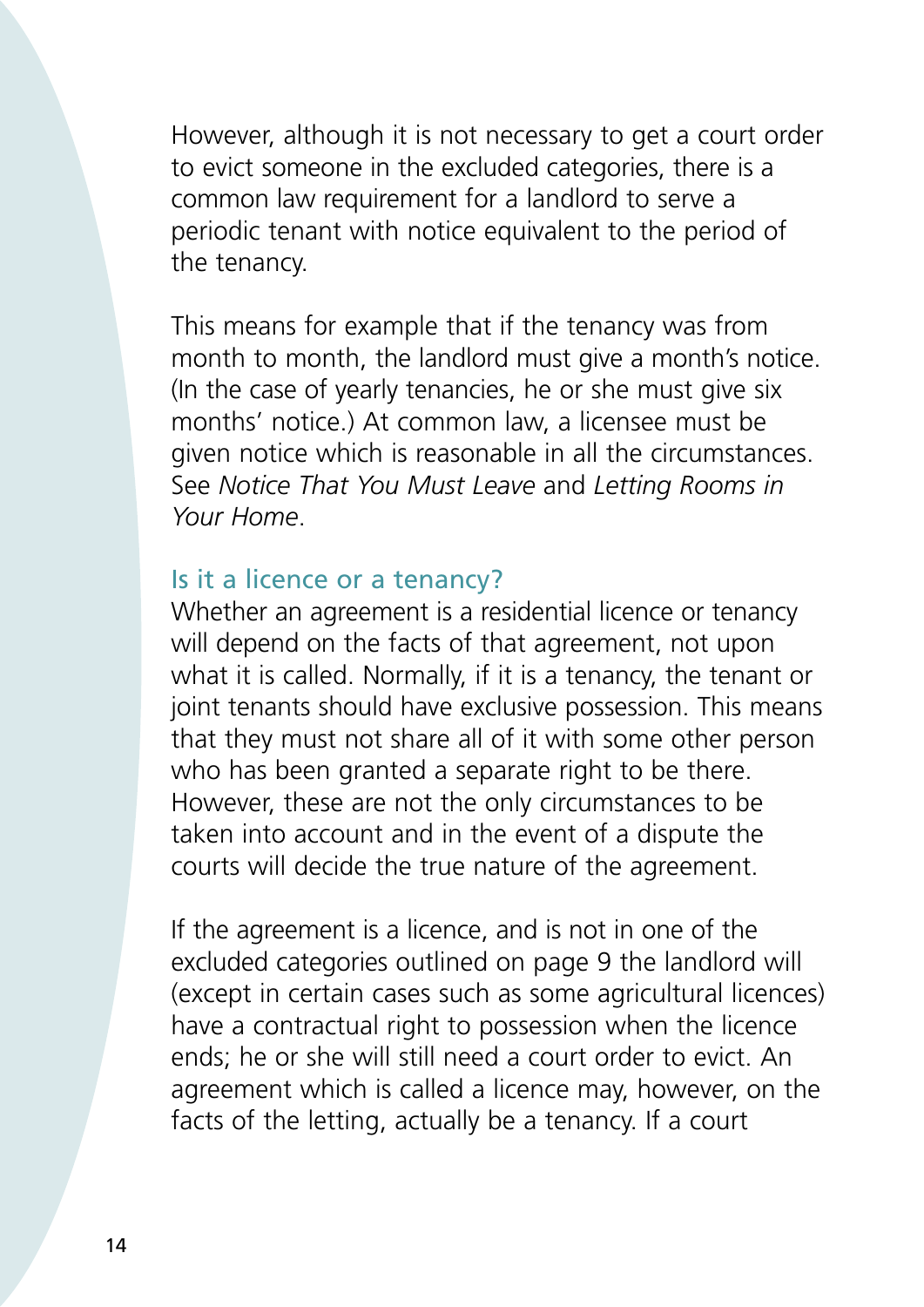However, although it is not necessary to get a court order to evict someone in the excluded categories, there is a common law requirement for a landlord to serve a periodic tenant with notice equivalent to the period of the tenancy.

This means for example that if the tenancy was from month to month, the landlord must give a month's notice. (In the case of yearly tenancies, he or she must give six months' notice.) At common law, a licensee must be given notice which is reasonable in all the circumstances. See *Notice That You Must Leave* and *Letting Rooms in Your Home*.

## Is it a licence or a tenancy?

Whether an agreement is a residential licence or tenancy will depend on the facts of that agreement, not upon what it is called. Normally, if it is a tenancy, the tenant or joint tenants should have exclusive possession. This means that they must not share all of it with some other person who has been granted a separate right to be there. However, these are not the only circumstances to be taken into account and in the event of a dispute the courts will decide the true nature of the agreement.

If the agreement is a licence, and is not in one of the excluded categories outlined on page 9 the landlord will (except in certain cases such as some agricultural licences) have a contractual right to possession when the licence ends; he or she will still need a court order to evict. An agreement which is called a licence may, however, on the facts of the letting, actually be a tenancy. If a court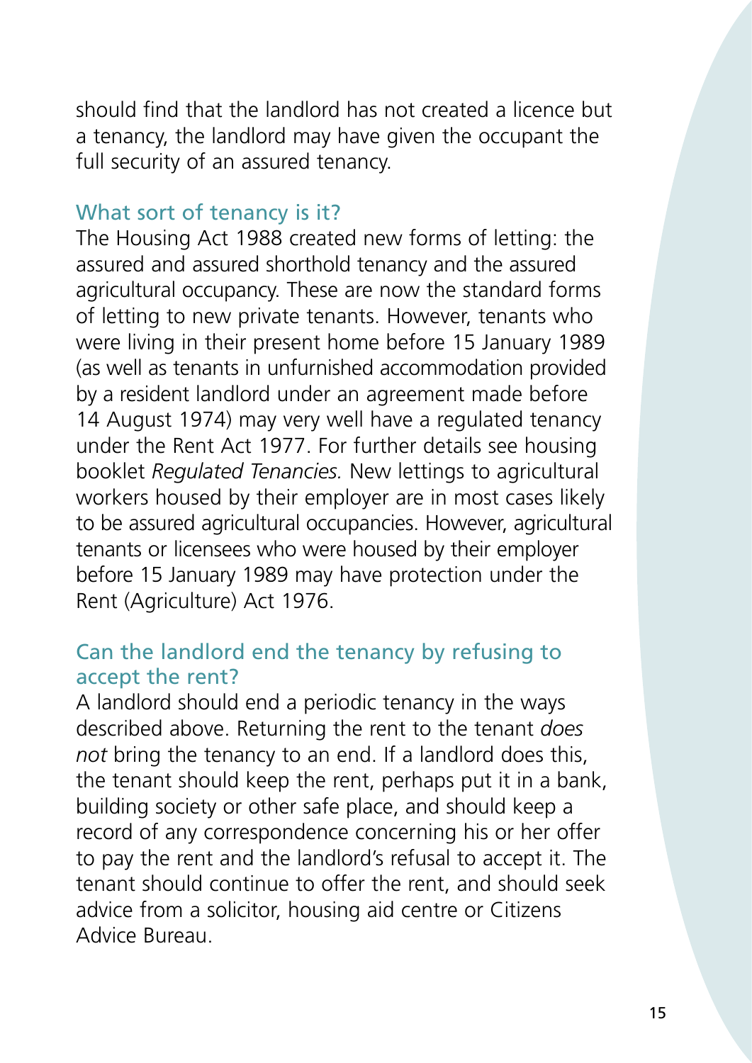should find that the landlord has not created a licence but a tenancy, the landlord may have given the occupant the full security of an assured tenancy.

## What sort of tenancy is it?

The Housing Act 1988 created new forms of letting: the assured and assured shorthold tenancy and the assured agricultural occupancy. These are now the standard forms of letting to new private tenants. However, tenants who were living in their present home before 15 January 1989 (as well as tenants in unfurnished accommodation provided by a resident landlord under an agreement made before 14 August 1974) may very well have a regulated tenancy under the Rent Act 1977. For further details see housing booklet *Regulated Tenancies.* New lettings to agricultural workers housed by their employer are in most cases likely to be assured agricultural occupancies. However, agricultural tenants or licensees who were housed by their employer before 15 January 1989 may have protection under the Rent (Agriculture) Act 1976.

## Can the landlord end the tenancy by refusing to accept the rent?

A landlord should end a periodic tenancy in the ways described above. Returning the rent to the tenant *does not* bring the tenancy to an end. If a landlord does this, the tenant should keep the rent, perhaps put it in a bank, building society or other safe place, and should keep a record of any correspondence concerning his or her offer to pay the rent and the landlord's refusal to accept it. The tenant should continue to offer the rent, and should seek advice from a solicitor, housing aid centre or Citizens Advice Bureau.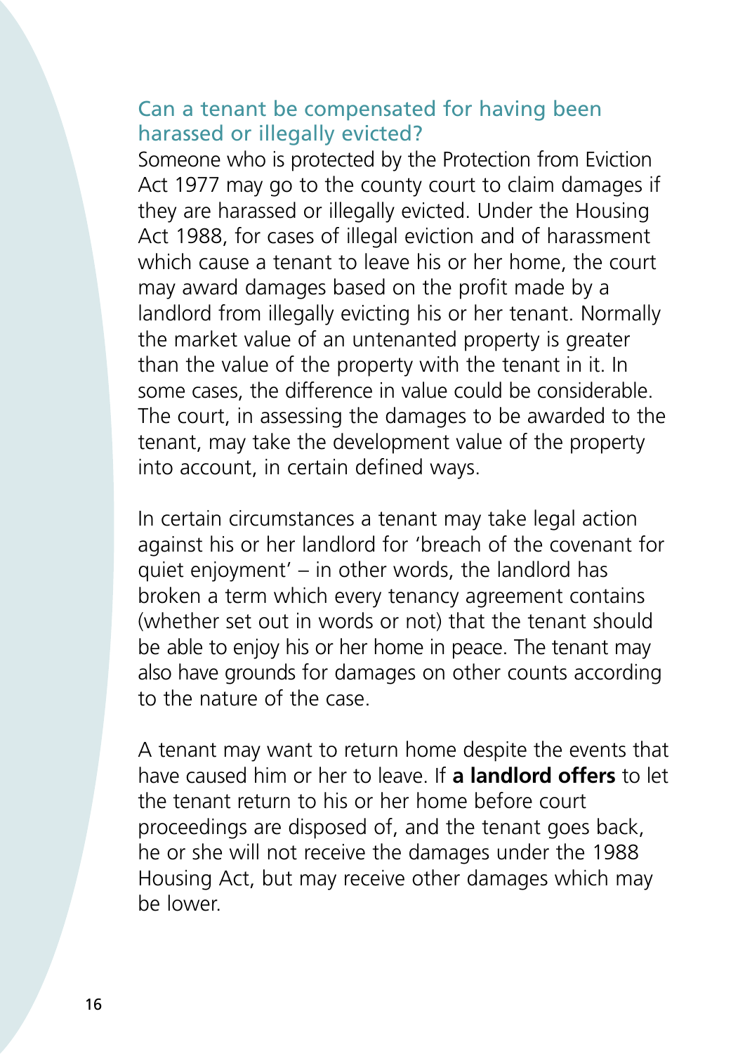## Can a tenant be compensated for having been harassed or illegally evicted?

Someone who is protected by the Protection from Eviction Act 1977 may go to the county court to claim damages if they are harassed or illegally evicted. Under the Housing Act 1988, for cases of illegal eviction and of harassment which cause a tenant to leave his or her home, the court may award damages based on the profit made by a landlord from illegally evicting his or her tenant. Normally the market value of an untenanted property is greater than the value of the property with the tenant in it. In some cases, the difference in value could be considerable. The court, in assessing the damages to be awarded to the tenant, may take the development value of the property into account, in certain defined ways.

In certain circumstances a tenant may take legal action against his or her landlord for 'breach of the covenant for quiet enjoyment' – in other words, the landlord has broken a term which every tenancy agreement contains (whether set out in words or not) that the tenant should be able to enjoy his or her home in peace. The tenant may also have grounds for damages on other counts according to the nature of the case.

A tenant may want to return home despite the events that have caused him or her to leave. If **a landlord offers** to let the tenant return to his or her home before court proceedings are disposed of, and the tenant goes back, he or she will not receive the damages under the 1988 Housing Act, but may receive other damages which may be lower.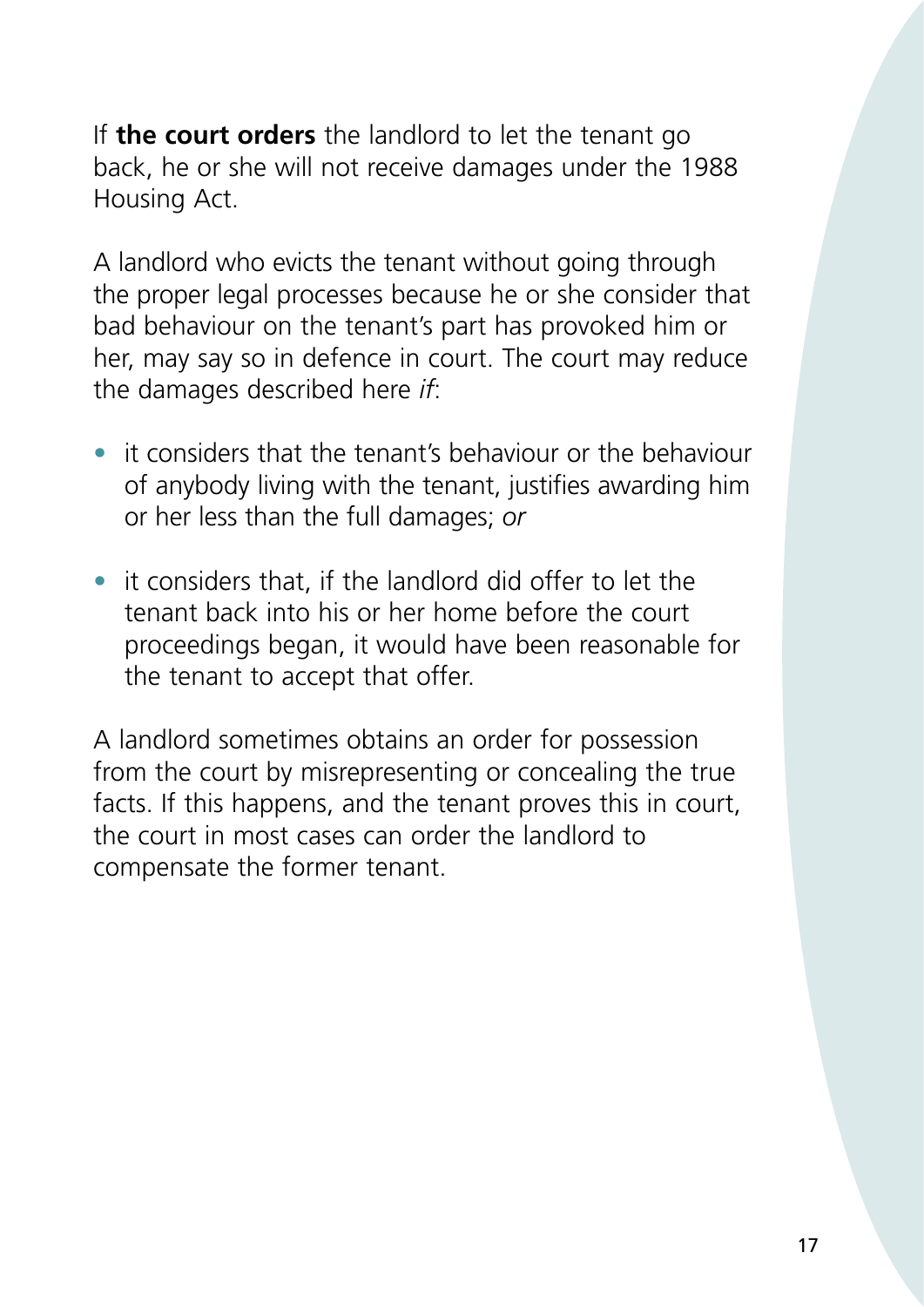If **the court orders** the landlord to let the tenant go back, he or she will not receive damages under the 1988 Housing Act.

A landlord who evicts the tenant without going through the proper legal processes because he or she consider that bad behaviour on the tenant's part has provoked him or her, may say so in defence in court. The court may reduce the damages described here *if*:

- it considers that the tenant's behaviour or the behaviour of anybody living with the tenant, justifies awarding him or her less than the full damages; *or*
- it considers that, if the landlord did offer to let the tenant back into his or her home before the court proceedings began, it would have been reasonable for the tenant to accept that offer.

A landlord sometimes obtains an order for possession from the court by misrepresenting or concealing the true facts. If this happens, and the tenant proves this in court, the court in most cases can order the landlord to compensate the former tenant.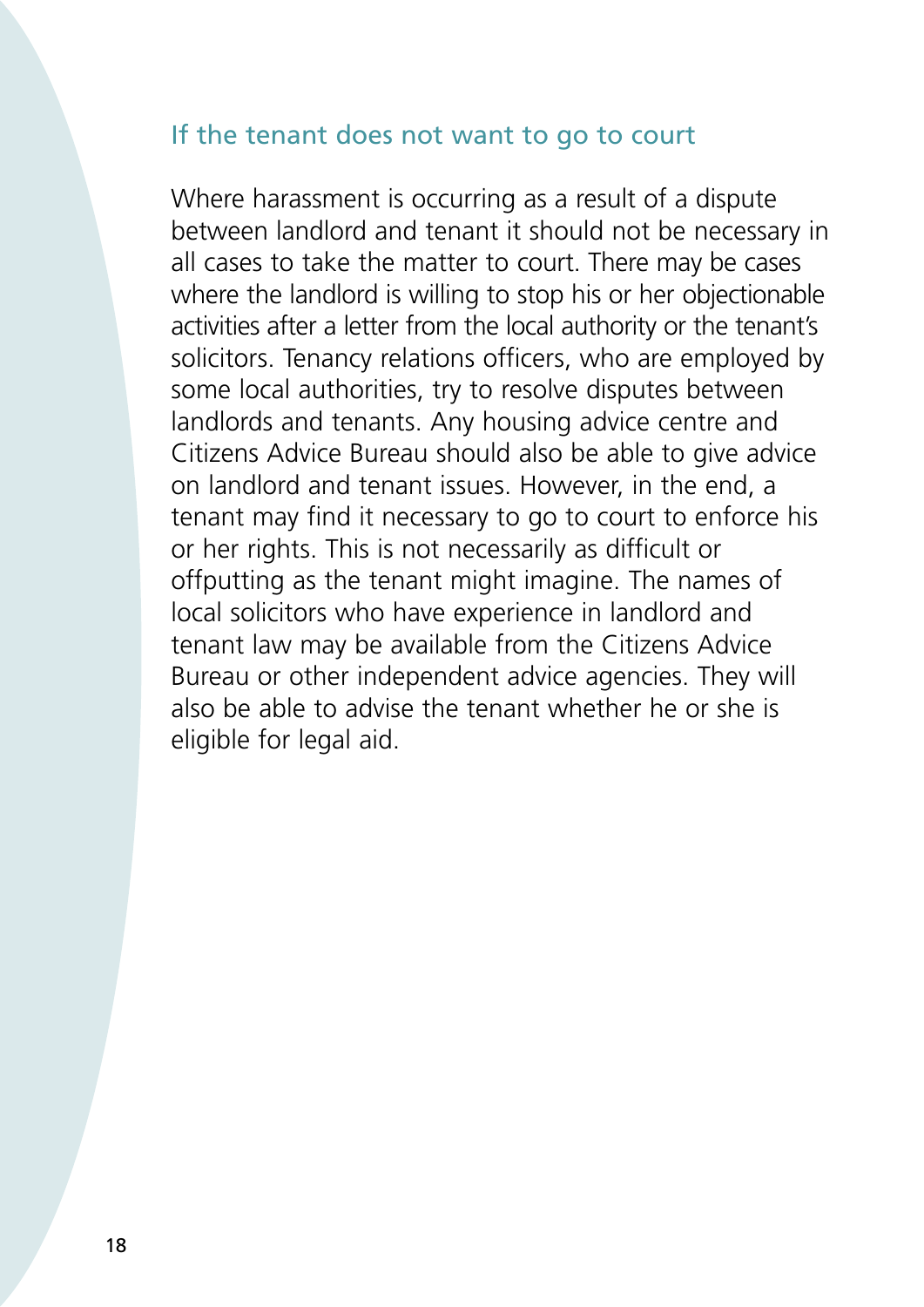## If the tenant does not want to go to court

Where harassment is occurring as a result of a dispute between landlord and tenant it should not be necessary in all cases to take the matter to court. There may be cases where the landlord is willing to stop his or her objectionable activities after a letter from the local authority or the tenant's solicitors. Tenancy relations officers, who are employed by some local authorities, try to resolve disputes between landlords and tenants. Any housing advice centre and Citizens Advice Bureau should also be able to give advice on landlord and tenant issues. However, in the end, a tenant may find it necessary to go to court to enforce his or her rights. This is not necessarily as difficult or offputting as the tenant might imagine. The names of local solicitors who have experience in landlord and tenant law may be available from the Citizens Advice Bureau or other independent advice agencies. They will also be able to advise the tenant whether he or she is eligible for legal aid.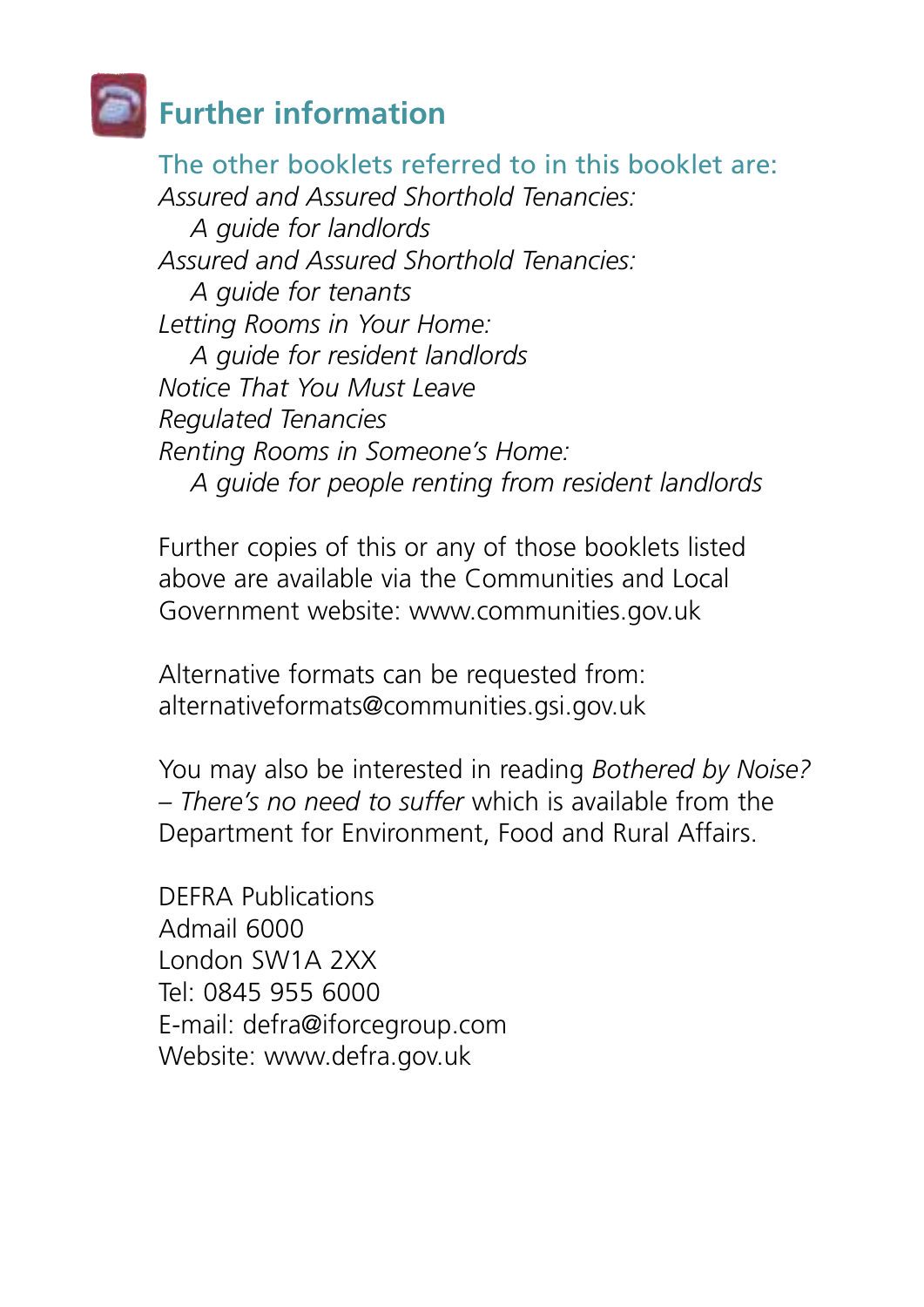## Further information

### The other booklets referred to in this booklet are:

*Assured and Assured Shorthold Tenancies:*
*A guide for landlords*
*Assured and Assured Shorthold Tenancies:*
*A guide for tenants*
*Letting Rooms in Your Home:*
*A guide for resident landlords*
*Notice That You Must Leave*
*Regulated Tenancies*
*Renting Rooms in Someone's Home:*
*A guide for people renting from resident landlords*

Further copies of this or any of those booklets listed above are available via the Communities and Local Government website: www.communities.gov.uk

Alternative formats can be requested from:
alternativeformats@communities.gsi.gov.uk

You may also be interested in reading *Bothered by Noise? – There's no need to suffer* which is available from the Department for Environment, Food and Rural Affairs.

DEFRA Publications
Admail 6000
London SW1A 2XX
Tel: 0845 955 6000
E-mail: defra@iforcegroup.com
Website: www.defra.gov.uk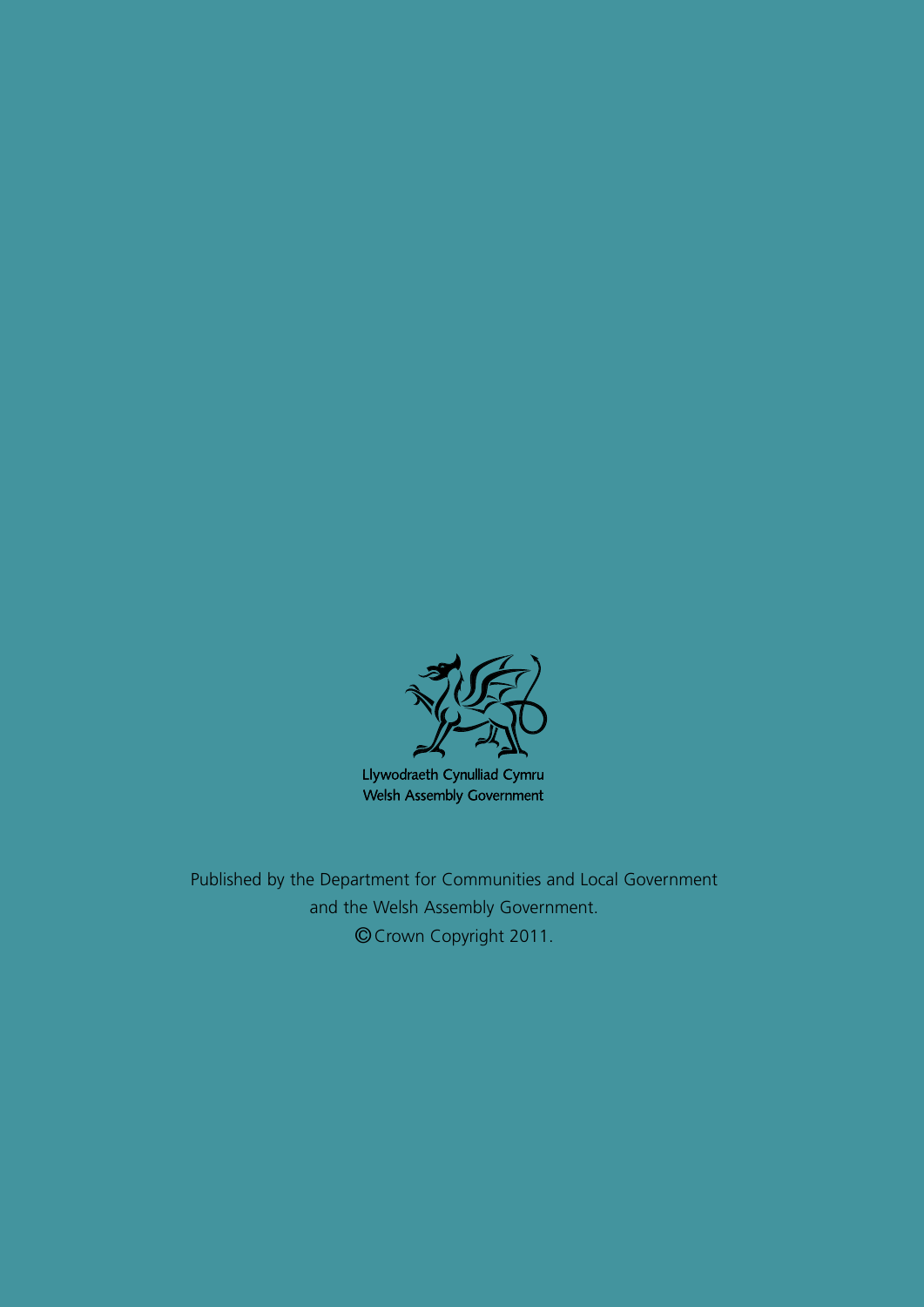Llywodraeth Cynulliad Cymru
Welsh Assembly Government

Published by the Department for Communities and Local Government
and the Welsh Assembly Government.
© Crown Copyright 2011.